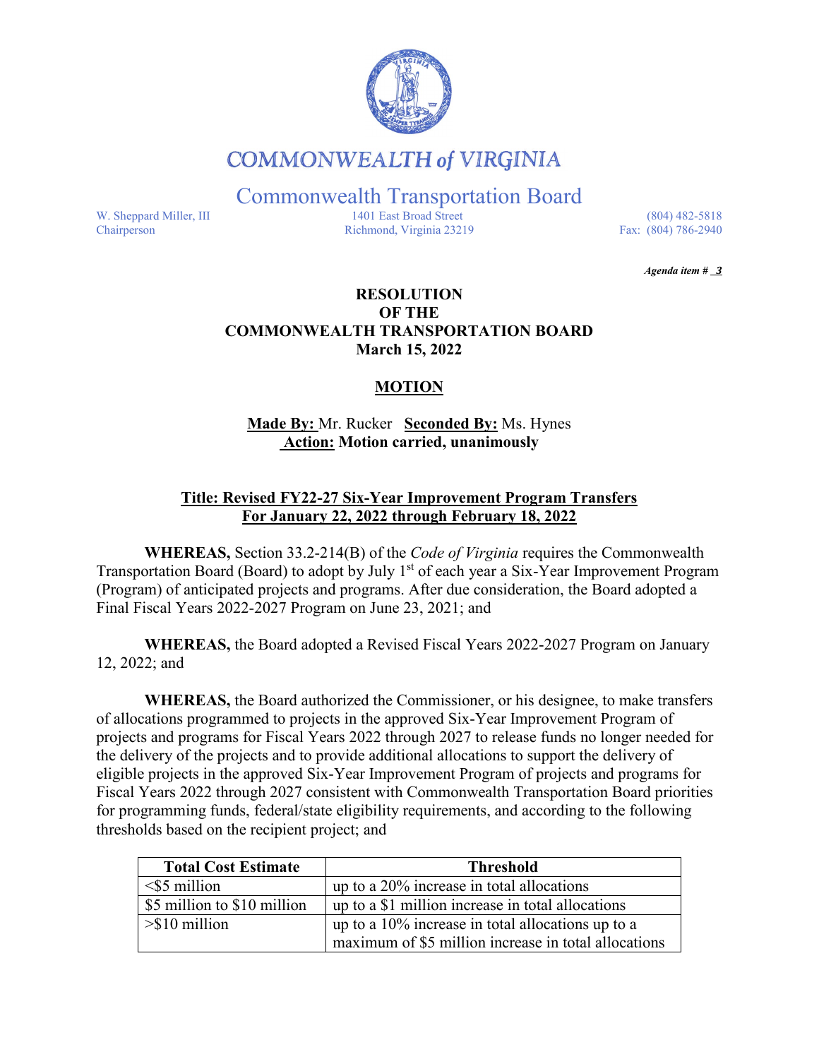# COMMONWEALTH of VIRGINIA

## Commonwealth Transportation Board

W. Sheppard Miller, III
Chairperson

1401 East Broad Street
Richmond, Virginia 23219

(804) 482-5818
Fax: (804) 786-2940

*Agenda item # 3*

**RESOLUTION**
**OF THE**
**COMMONWEALTH TRANSPORTATION BOARD**
**March 15, 2022**

**MOTION**

**Made By:** Mr. Rucker **Seconded By:** Ms. Hynes
**Action:** **Motion carried, unanimously**

**Title: Revised FY22-27 Six-Year Improvement Program Transfers For January 22, 2022 through February 18, 2022**

**WHEREAS,** Section 33.2-214(B) of the *Code of Virginia* requires the Commonwealth Transportation Board (Board) to adopt by July 1st of each year a Six-Year Improvement Program (Program) of anticipated projects and programs. After due consideration, the Board adopted a Final Fiscal Years 2022-2027 Program on June 23, 2021; and

**WHEREAS,** the Board adopted a Revised Fiscal Years 2022-2027 Program on January 12, 2022; and

**WHEREAS,** the Board authorized the Commissioner, or his designee, to make transfers of allocations programmed to projects in the approved Six-Year Improvement Program of projects and programs for Fiscal Years 2022 through 2027 to release funds no longer needed for the delivery of the projects and to provide additional allocations to support the delivery of eligible projects in the approved Six-Year Improvement Program of projects and programs for Fiscal Years 2022 through 2027 consistent with Commonwealth Transportation Board priorities for programming funds, federal/state eligibility requirements, and according to the following thresholds based on the recipient project; and

| Total Cost Estimate | Threshold |
|---|---|
| <$5 million | up to a 20% increase in total allocations |
| $5 million to $10 million | up to a $1 million increase in total allocations |
| >$10 million | up to a 10% increase in total allocations up to a maximum of $5 million increase in total allocations |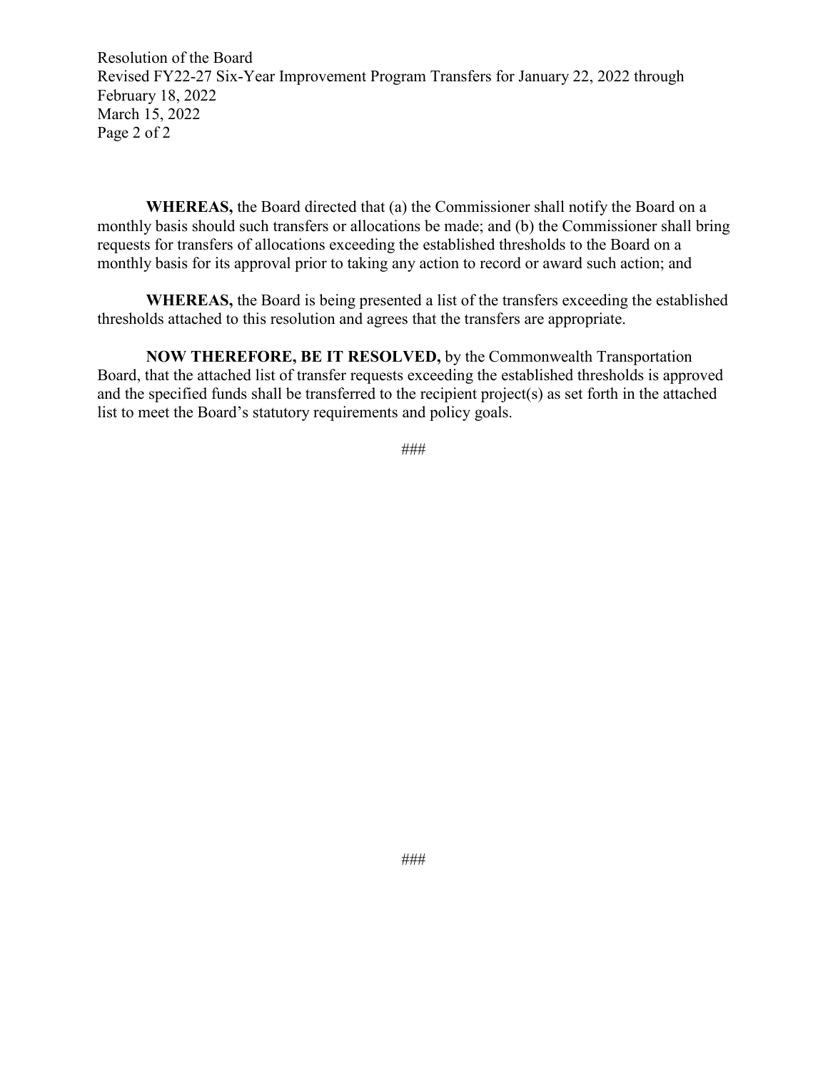**WHEREAS,** the Board directed that (a) the Commissioner shall notify the Board on a monthly basis should such transfers or allocations be made; and (b) the Commissioner shall bring requests for transfers of allocations exceeding the established thresholds to the Board on a monthly basis for its approval prior to taking any action to record or award such action; and

**WHEREAS,** the Board is being presented a list of the transfers exceeding the established thresholds attached to this resolution and agrees that the transfers are appropriate.

**NOW THEREFORE, BE IT RESOLVED,** by the Commonwealth Transportation Board, that the attached list of transfer requests exceeding the established thresholds is approved and the specified funds shall be transferred to the recipient project(s) as set forth in the attached list to meet the Board's statutory requirements and policy goals.

###

###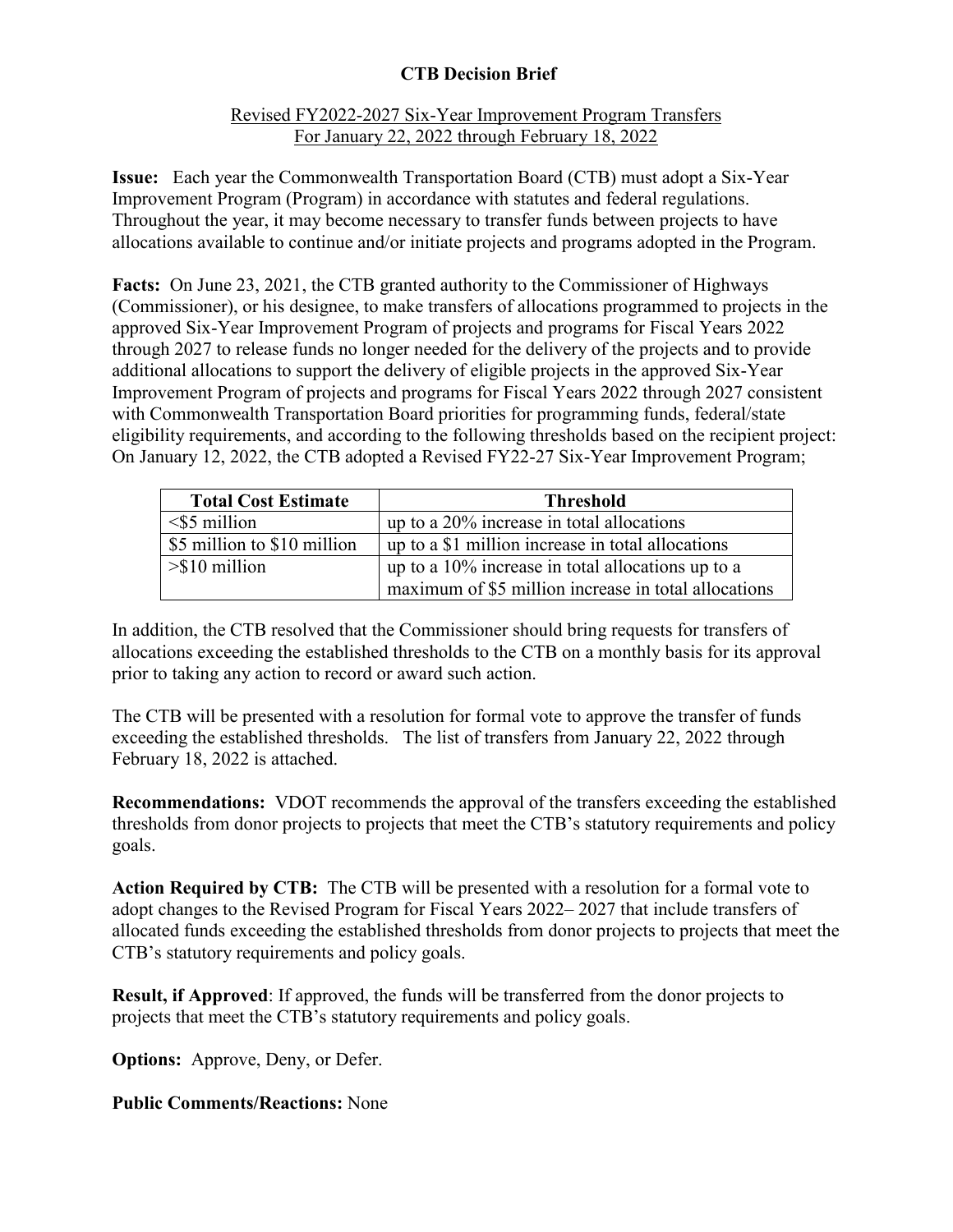# CTB Decision Brief

Revised FY2022-2027 Six-Year Improvement Program Transfers
For January 22, 2022 through February 18, 2022

**Issue:** Each year the Commonwealth Transportation Board (CTB) must adopt a Six-Year Improvement Program (Program) in accordance with statutes and federal regulations. Throughout the year, it may become necessary to transfer funds between projects to have allocations available to continue and/or initiate projects and programs adopted in the Program.

**Facts:** On June 23, 2021, the CTB granted authority to the Commissioner of Highways (Commissioner), or his designee, to make transfers of allocations programmed to projects in the approved Six-Year Improvement Program of projects and programs for Fiscal Years 2022 through 2027 to release funds no longer needed for the delivery of the projects and to provide additional allocations to support the delivery of eligible projects in the approved Six-Year Improvement Program of projects and programs for Fiscal Years 2022 through 2027 consistent with Commonwealth Transportation Board priorities for programming funds, federal/state eligibility requirements, and according to the following thresholds based on the recipient project: On January 12, 2022, the CTB adopted a Revised FY22-27 Six-Year Improvement Program;

| Total Cost Estimate | Threshold |
|---|---|
| <$5 million | up to a 20% increase in total allocations |
| $5 million to $10 million | up to a $1 million increase in total allocations |
| >$10 million | up to a 10% increase in total allocations up to a maximum of $5 million increase in total allocations |

In addition, the CTB resolved that the Commissioner should bring requests for transfers of allocations exceeding the established thresholds to the CTB on a monthly basis for its approval prior to taking any action to record or award such action.

The CTB will be presented with a resolution for formal vote to approve the transfer of funds exceeding the established thresholds. The list of transfers from January 22, 2022 through February 18, 2022 is attached.

**Recommendations:** VDOT recommends the approval of the transfers exceeding the established thresholds from donor projects to projects that meet the CTB's statutory requirements and policy goals.

**Action Required by CTB:** The CTB will be presented with a resolution for a formal vote to adopt changes to the Revised Program for Fiscal Years 2022– 2027 that include transfers of allocated funds exceeding the established thresholds from donor projects to projects that meet the CTB's statutory requirements and policy goals.

**Result, if Approved**: If approved, the funds will be transferred from the donor projects to projects that meet the CTB's statutory requirements and policy goals.

**Options:** Approve, Deny, or Defer.

**Public Comments/Reactions:** None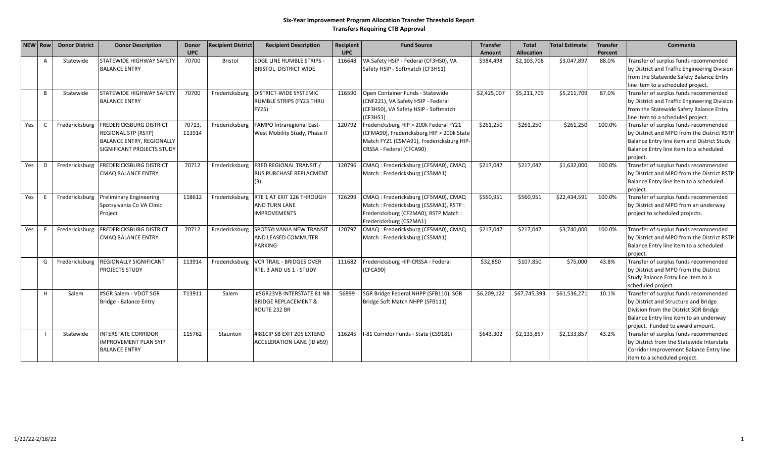# Six-Year Improvement Program Allocation Transfer Threshold Report

## Transfers Requiring CTB Approval

| NEW | Row | Donor District | Donor Description | Donor UPC | Recipient District | Recipient Description | Recipient UPC | Fund Source | Transfer Amount | Total Allocation | Total Estimate | Transfer Percent | Comments |
|---|---|---|---|---|---|---|---|---|---|---|---|---|---|
| | A | Statewide | STATEWIDE HIGHWAY SAFETY BALANCE ENTRY | 70700 | Bristol | EDGE LINE RUMBLE STRIPS - BRISTOL DISTRICT WIDE | 116648 | VA Safety HSIP - Federal (CF3HS0), VA Safety HSIP - Softmatch (CF3HS1) | $984,498 | $2,103,708 | $3,047,897 | 88.0% | Transfer of surplus funds recommended by District and Traffic Engineering Division from the Statewide Safety Balance Entry line item to a scheduled project. |
| | B | Statewide | STATEWIDE HIGHWAY SAFETY BALANCE ENTRY | 70700 | Fredericksburg | DISTRICT-WIDE SYSTEMIC RUMBLE STRIPS (FY23 THRU FY25) | 116590 | Open Container Funds - Statewide (CNF221), VA Safety HSIP - Federal (CF3HS0), VA Safety HSIP - Softmatch (CF3HS1) | $2,425,007 | $5,211,709 | $5,211,709 | 87.0% | Transfer of surplus funds recommended by District and Traffic Engineering Division from the Statewide Safety Balance Entry line item to a scheduled project. |
| Yes | C | Fredericksburg | FREDERICKSBURG DISTRICT REGIONAL STP (RSTP) BALANCE ENTRY, REGIONALLY SIGNIFICANT PROJECTS STUDY | 70713, 113914 | Fredericksburg | FAMPO Intraregional East-West Mobility Study, Phase II | 120792 | Fredericksburg HIP > 200k Federal FY21 (CFMA90), Fredericksburg HIP > 200k State Match FY21 (CSMA91), Fredericksburg HIP-CRSSA - Federal (CFCA90) | $261,250 | $261,250 | $261,250 | 100.0% | Transfer of surplus funds recommended by District and MPO from the District RSTP Balance Entry line item and District Study Balance Entry line item to a scheduled project. |
| Yes | D | Fredericksburg | FREDERICKSBURG DISTRICT CMAQ BALANCE ENTRY | 70712 | Fredericksburg | FRED REGIONAL TRANSIT / BUS PURCHASE REPLACMENT (3) | 120796 | CMAQ : Fredericksburg (CF5MA0), CMAQ Match : Fredericksburg (CS5MA1) | $217,047 | $217,047 | $1,632,000 | 100.0% | Transfer of surplus funds recommended by District and MPO from the District RSTP Balance Entry line item to a scheduled project. |
| Yes | E | Fredericksburg | Preliminary Engineering Spotsylvania Co VA Clinic Project | 118612 | Fredericksburg | RTE 1 AT EXIT 126 THROUGH AND TURN LANE IMPROVEMENTS | T26299 | CMAQ : Fredericksburg (CF5MA0), CMAQ Match : Fredericksburg (CS5MA1), RSTP : Fredericksburg (CF2MA0), RSTP Match : Fredericksburg (CS2MA1) | $560,951 | $560,951 | $22,434,591 | 100.0% | Transfer of surplus funds recommended by District and MPO from an underway project to scheduled projects. |
| Yes | F | Fredericksburg | FREDERICKSBURG DISTRICT CMAQ BALANCE ENTRY | 70712 | Fredericksburg | SPOTSYLVANIA NEW TRANSIT AND LEASED COMMUTER PARKING | 120797 | CMAQ : Fredericksburg (CF5MA0), CMAQ Match : Fredericksburg (CS5MA1) | $217,047 | $217,047 | $3,740,000 | 100.0% | Transfer of surplus funds recommended by District and MPO from the District RSTP Balance Entry line item to a scheduled project. |
| | G | Fredericksburg | REGIONALLY SIGNIFICANT PROJECTS STUDY | 113914 | Fredericksburg | VCR TRAIL - BRIDGES OVER RTE. 3 AND US 1 - STUDY | 111682 | Fredericksburg HIP-CRSSA - Federal (CFCA90) | $32,850 | $107,850 | $75,000 | 43.8% | Transfer of surplus funds recommended by District and MPO from the District Study Balance Entry line item to a scheduled project. |
| | H | Salem | #SGR Salem - VDOT SGR Bridge - Balance Entry | T13911 | Salem | #SGR23VB INTERSTATE 81 NB BRIDGE REPLACEMENT & ROUTE 232 BR | 56899 | SGR Bridge Federal NHPP (SFB110), SGR Bridge Soft Match NHPP (SFB111) | $6,209,122 | $67,745,393 | $61,536,271 | 10.1% | Transfer of surplus funds recommended by District and Structure and Bridge Division from the District SGR Bridge Balance Entry line item to an underway project. Funded to award amount. |
| | I | Statewide | INTERSTATE CORRIDOR IMPROVEMENT PLAN SYIP BALANCE ENTRY | 115762 | Staunton | #I81CIP SB EXIT 205 EXTEND ACCELERATION LANE (ID #59) | 116245 | I-81 Corridor Funds - State (CS9181) | $643,302 | $2,133,857 | $2,133,857 | 43.2% | Transfer of surplus funds recommended by District from the Statewide Interstate Corridor Improvement Balance Entry line item to a scheduled project. |

1/22/22-2/18/22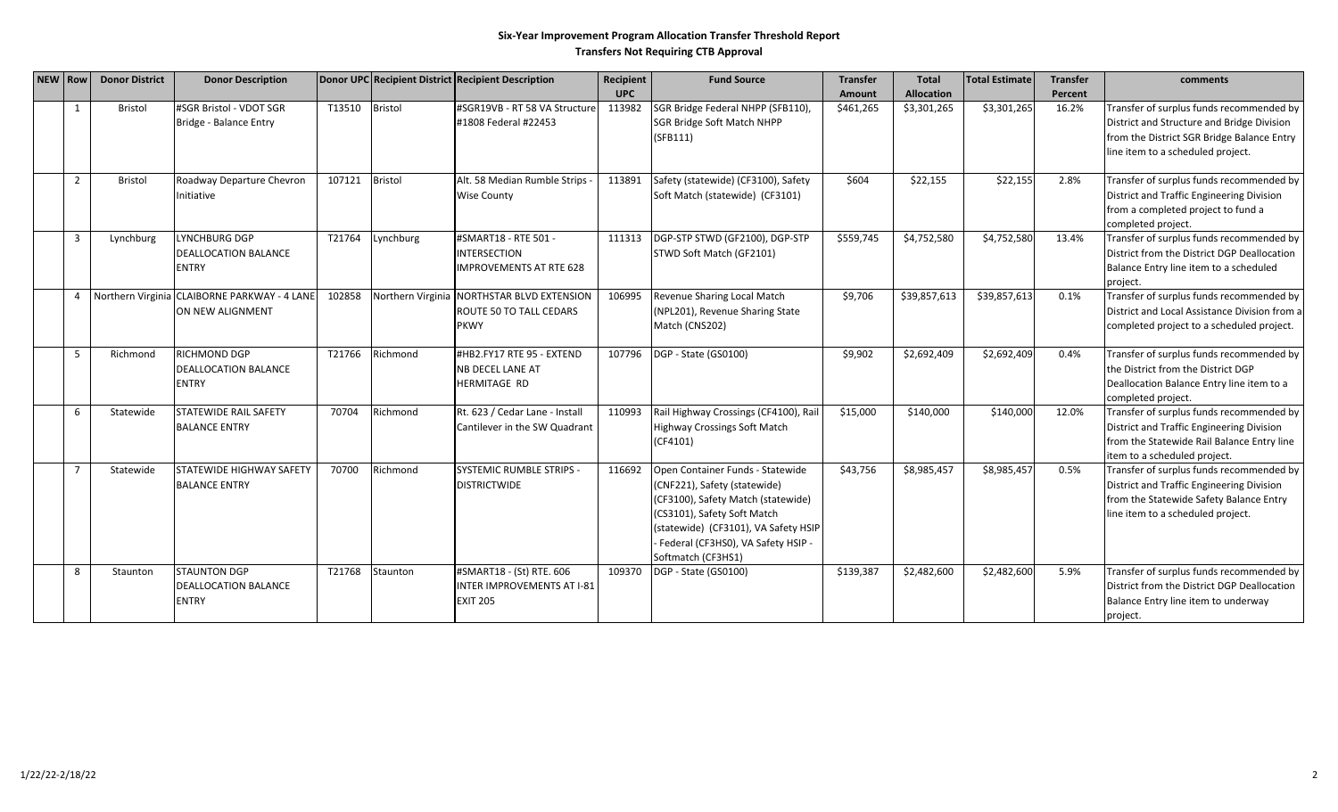# Six-Year Improvement Program Allocation Transfer Threshold Report

## Transfers Not Requiring CTB Approval

| NEW | Row | Donor District | Donor Description | Donor UPC | Recipient District | Recipient Description | Recipient UPC | Fund Source | Transfer Amount | Total Allocation | Total Estimate | Transfer Percent | comments |
|---|---|---|---|---|---|---|---|---|---|---|---|---|---|
| | 1 | Bristol | #SGR Bristol - VDOT SGR Bridge - Balance Entry | T13510 | Bristol | #SGR19VB - RT 58 VA Structure #1808 Federal #22453 | 113982 | SGR Bridge Federal NHPP (SFB110), SGR Bridge Soft Match NHPP (SFB111) | $461,265 | $3,301,265 | $3,301,265 | 16.2% | Transfer of surplus funds recommended by District and Structure and Bridge Division from the District SGR Bridge Balance Entry line item to a scheduled project. |
| | 2 | Bristol | Roadway Departure Chevron Initiative | 107121 | Bristol | Alt. 58 Median Rumble Strips - Wise County | 113891 | Safety (statewide) (CF3100), Safety Soft Match (statewide) (CF3101) | $604 | $22,155 | $22,155 | 2.8% | Transfer of surplus funds recommended by District and Traffic Engineering Division from a completed project to fund a completed project. |
| | 3 | Lynchburg | LYNCHBURG DGP DEALLOCATION BALANCE ENTRY | T21764 | Lynchburg | #SMART18 - RTE 501 - INTERSECTION IMPROVEMENTS AT RTE 628 | 111313 | DGP-STP STWD (GF2100), DGP-STP STWD Soft Match (GF2101) | $559,745 | $4,752,580 | $4,752,580 | 13.4% | Transfer of surplus funds recommended by District from the District DGP Deallocation Balance Entry line item to a scheduled project. |
| | 4 | Northern Virginia | CLAIBORNE PARKWAY - 4 LANE ON NEW ALIGNMENT | 102858 | Northern Virginia | NORTHSTAR BLVD EXTENSION ROUTE 50 TO TALL CEDARS PKWY | 106995 | Revenue Sharing Local Match (NPL201), Revenue Sharing State Match (CNS202) | $9,706 | $39,857,613 | $39,857,613 | 0.1% | Transfer of surplus funds recommended by District and Local Assistance Division from a completed project to a scheduled project. |
| | 5 | Richmond | RICHMOND DGP DEALLOCATION BALANCE ENTRY | T21766 | Richmond | #HB2.FY17 RTE 95 - EXTEND NB DECEL LANE AT HERMITAGE RD | 107796 | DGP - State (GS0100) | $9,902 | $2,692,409 | $2,692,409 | 0.4% | Transfer of surplus funds recommended by the District from the District DGP Deallocation Balance Entry line item to a completed project. |
| | 6 | Statewide | STATEWIDE RAIL SAFETY BALANCE ENTRY | 70704 | Richmond | Rt. 623 / Cedar Lane - Install Cantilever in the SW Quadrant | 110993 | Rail Highway Crossings (CF4100), Rail Highway Crossings Soft Match (CF4101) | $15,000 | $140,000 | $140,000 | 12.0% | Transfer of surplus funds recommended by District and Traffic Engineering Division from the Statewide Rail Balance Entry line item to a scheduled project. |
| | 7 | Statewide | STATEWIDE HIGHWAY SAFETY BALANCE ENTRY | 70700 | Richmond | SYSTEMIC RUMBLE STRIPS - DISTRICTWIDE | 116692 | Open Container Funds - Statewide (CNF221), Safety (statewide) (CF3100), Safety Match (statewide) (CS3101), Safety Soft Match (statewide) (CF3101), VA Safety HSIP - Federal (CF3HS0), VA Safety HSIP - Softmatch (CF3HS1) | $43,756 | $8,985,457 | $8,985,457 | 0.5% | Transfer of surplus funds recommended by District and Traffic Engineering Division from the Statewide Safety Balance Entry line item to a scheduled project. |
| | 8 | Staunton | STAUNTON DGP DEALLOCATION BALANCE ENTRY | T21768 | Staunton | #SMART18 - (St) RTE. 606 INTER IMPROVEMENTS AT I-81 EXIT 205 | 109370 | DGP - State (GS0100) | $139,387 | $2,482,600 | $2,482,600 | 5.9% | Transfer of surplus funds recommended by District from the District DGP Deallocation Balance Entry line item to underway project. |

1/22/22-2/18/22